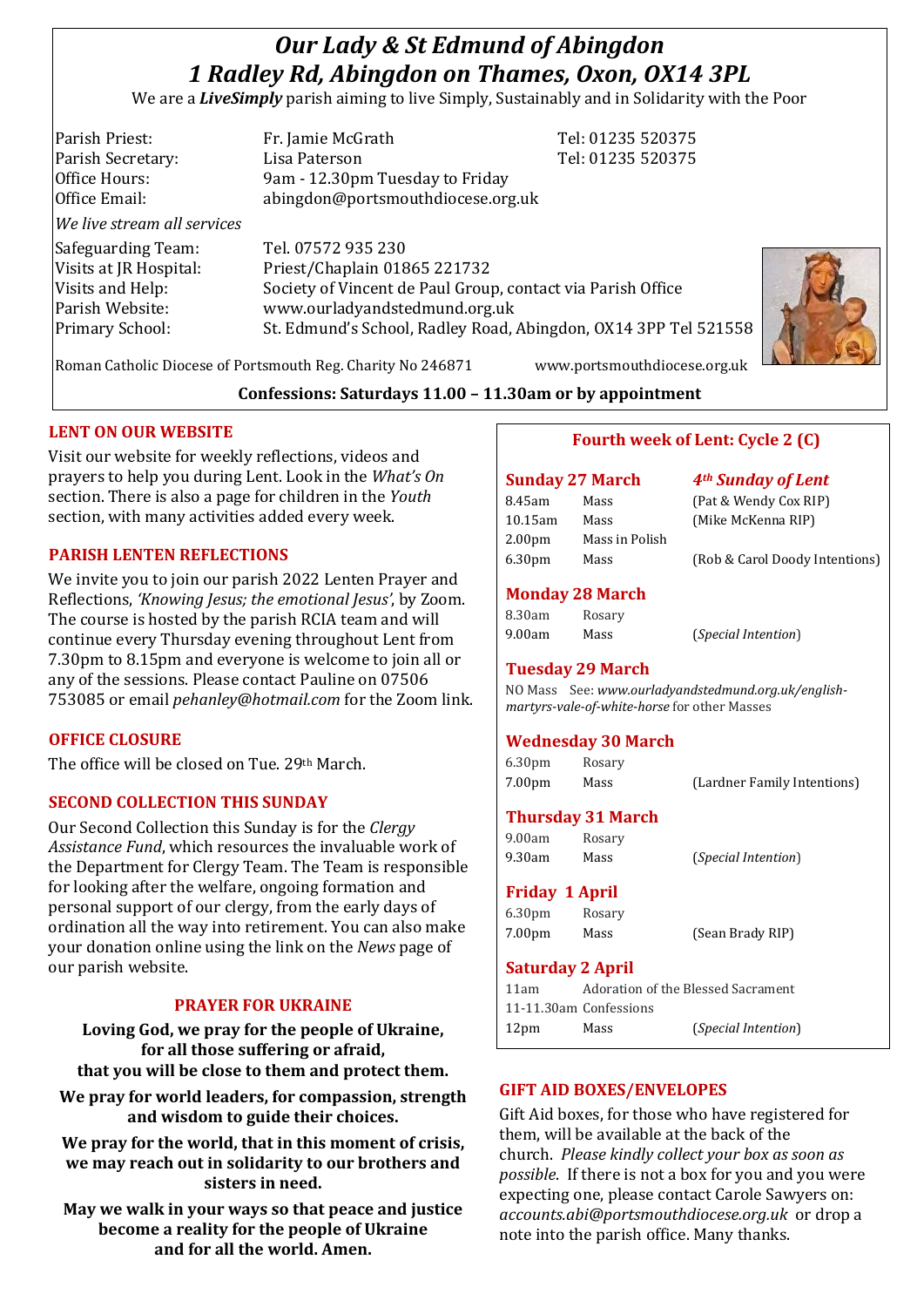# *Our Lady & St Edmund of Abingdon*
# *1 Radley Rd, Abingdon on Thames, Oxon, OX14 3PL*

We are a ***LiveSimply*** parish aiming to live Simply, Sustainably and in Solidarity with the Poor

| | | |
|---|---|---|
| Parish Priest: | Fr. Jamie McGrath | Tel: 01235 520375 |
| Parish Secretary: | Lisa Paterson | Tel: 01235 520375 |
| Office Hours: | 9am - 12.30pm Tuesday to Friday | |
| Office Email: | abingdon@portsmouthdiocese.org.uk | |

*We live stream all services*

| | |
|---|---|
| Safeguarding Team: | Tel. 07572 935 230 |
| Visits at JR Hospital: | Priest/Chaplain 01865 221732 |
| Visits and Help: | Society of Vincent de Paul Group, contact via Parish Office |
| Parish Website: | www.ourladyandstedmund.org.uk |
| Primary School: | St. Edmund's School, Radley Road, Abingdon, OX14 3PP Tel 521558 |

Roman Catholic Diocese of Portsmouth Reg. Charity No 246871 www.portsmouthdiocese.org.uk

**Confessions: Saturdays 11.00 – 11.30am or by appointment**

## LENT ON OUR WEBSITE

Visit our website for weekly reflections, videos and prayers to help you during Lent. Look in the *What's On* section. There is also a page for children in the *Youth* section, with many activities added every week.

## PARISH LENTEN REFLECTIONS

We invite you to join our parish 2022 Lenten Prayer and Reflections, *'Knowing Jesus; the emotional Jesus'*, by Zoom. The course is hosted by the parish RCIA team and will continue every Thursday evening throughout Lent from 7.30pm to 8.15pm and everyone is welcome to join all or any of the sessions. Please contact Pauline on 07506 753085 or email *pehanley@hotmail.com* for the Zoom link.

## OFFICE CLOSURE

The office will be closed on Tue. 29th March.

## SECOND COLLECTION THIS SUNDAY

Our Second Collection this Sunday is for the *Clergy Assistance Fund*, which resources the invaluable work of the Department for Clergy Team. The Team is responsible for looking after the welfare, ongoing formation and personal support of our clergy, from the early days of ordination all the way into retirement. You can also make your donation online using the link on the *News* page of our parish website.

## PRAYER FOR UKRAINE

**Loving God, we pray for the people of Ukraine, for all those suffering or afraid, that you will be close to them and protect them.**

**We pray for world leaders, for compassion, strength and wisdom to guide their choices.**

**We pray for the world, that in this moment of crisis, we may reach out in solidarity to our brothers and sisters in need.**

**May we walk in your ways so that peace and justice become a reality for the people of Ukraine and for all the world. Amen.**

## Fourth week of Lent: Cycle 2 (C)

### Sunday 27 March — *4th Sunday of Lent*

| | | |
|---|---|---|
| 8.45am | Mass | (Pat & Wendy Cox RIP) |
| 10.15am | Mass | (Mike McKenna RIP) |
| 2.00pm | Mass in Polish | |
| 6.30pm | Mass | (Rob & Carol Doody Intentions) |

### Monday 28 March

| | | |
|---|---|---|
| 8.30am | Rosary | |
| 9.00am | Mass | (*Special Intention*) |

### Tuesday 29 March

NO Mass See: *www.ourladyandstedmund.org.uk/english-martyrs-vale-of-white-horse* for other Masses

### Wednesday 30 March

| | | |
|---|---|---|
| 6.30pm | Rosary | |
| 7.00pm | Mass | (Lardner Family Intentions) |

### Thursday 31 March

| | | |
|---|---|---|
| 9.00am | Rosary | |
| 9.30am | Mass | (*Special Intention*) |

### Friday 1 April

| | | |
|---|---|---|
| 6.30pm | Rosary | |
| 7.00pm | Mass | (Sean Brady RIP) |

### Saturday 2 April

| | | |
|---|---|---|
| 11am | Adoration of the Blessed Sacrament | |
| 11-11.30am | Confessions | |
| 12pm | Mass | (*Special Intention*) |

## GIFT AID BOXES/ENVELOPES

Gift Aid boxes, for those who have registered for them, will be available at the back of the church. *Please kindly collect your box as soon as possible*. If there is not a box for you and you were expecting one, please contact Carole Sawyers on: *accounts.abi@portsmouthdiocese.org.uk* or drop a note into the parish office. Many thanks.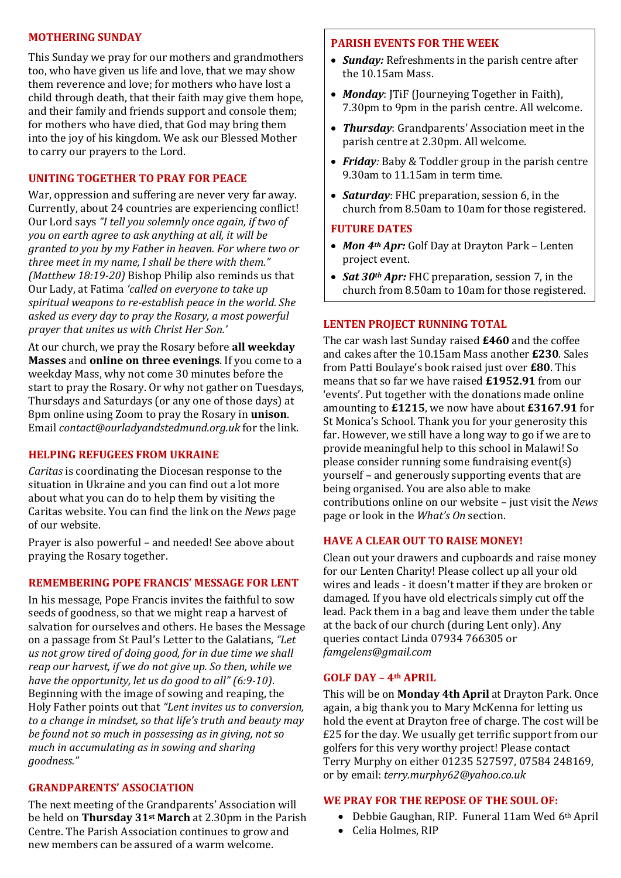## MOTHERING SUNDAY

This Sunday we pray for our mothers and grandmothers too, who have given us life and love, that we may show them reverence and love; for mothers who have lost a child through death, that their faith may give them hope, and their family and friends support and console them; for mothers who have died, that God may bring them into the joy of his kingdom. We ask our Blessed Mother to carry our prayers to the Lord.

## UNITING TOGETHER TO PRAY FOR PEACE

War, oppression and suffering are never very far away. Currently, about 24 countries are experiencing conflict! Our Lord says *"I tell you solemnly once again, if two of you on earth agree to ask anything at all, it will be granted to you by my Father in heaven. For where two or three meet in my name, I shall be there with them." (Matthew 18:19-20)* Bishop Philip also reminds us that Our Lady, at Fatima *'called on everyone to take up spiritual weapons to re-establish peace in the world. She asked us every day to pray the Rosary, a most powerful prayer that unites us with Christ Her Son.'*

At our church, we pray the Rosary before **all weekday Masses** and **online on three evenings**. If you come to a weekday Mass, why not come 30 minutes before the start to pray the Rosary. Or why not gather on Tuesdays, Thursdays and Saturdays (or any one of those days) at 8pm online using Zoom to pray the Rosary in **unison**. Email *contact@ourladyandstedmund.org.uk* for the link.

## HELPING REFUGEES FROM UKRAINE

*Caritas* is coordinating the Diocesan response to the situation in Ukraine and you can find out a lot more about what you can do to help them by visiting the Caritas website. You can find the link on the *News* page of our website.

Prayer is also powerful – and needed! See above about praying the Rosary together.

## REMEMBERING POPE FRANCIS' MESSAGE FOR LENT

In his message, Pope Francis invites the faithful to sow seeds of goodness, so that we might reap a harvest of salvation for ourselves and others. He bases the Message on a passage from St Paul's Letter to the Galatians, *"Let us not grow tired of doing good, for in due time we shall reap our harvest, if we do not give up. So then, while we have the opportunity, let us do good to all" (6:9-10)*. Beginning with the image of sowing and reaping, the Holy Father points out that *"Lent invites us to conversion, to a change in mindset, so that life's truth and beauty may be found not so much in possessing as in giving, not so much in accumulating as in sowing and sharing goodness."*

## GRANDPARENTS' ASSOCIATION

The next meeting of the Grandparents' Association will be held on **Thursday 31st March** at 2.30pm in the Parish Centre. The Parish Association continues to grow and new members can be assured of a warm welcome.

## PARISH EVENTS FOR THE WEEK

- ***Sunday:*** Refreshments in the parish centre after the 10.15am Mass.
- ***Monday***: JTiF (Journeying Together in Faith), 7.30pm to 9pm in the parish centre. All welcome.
- ***Thursday***: Grandparents' Association meet in the parish centre at 2.30pm. All welcome.
- ***Friday**:* Baby & Toddler group in the parish centre 9.30am to 11.15am in term time.
- ***Saturday***: FHC preparation, session 6, in the church from 8.50am to 10am for those registered.

## FUTURE DATES

- ***Mon 4th Apr:*** Golf Day at Drayton Park – Lenten project event.
- ***Sat 30th Apr:*** FHC preparation, session 7, in the church from 8.50am to 10am for those registered.

## LENTEN PROJECT RUNNING TOTAL

The car wash last Sunday raised **£460** and the coffee and cakes after the 10.15am Mass another **£230**. Sales from Patti Boulaye's book raised just over **£80**. This means that so far we have raised **£1952.91** from our 'events'. Put together with the donations made online amounting to **£1215**, we now have about **£3167.91** for St Monica's School. Thank you for your generosity this far. However, we still have a long way to go if we are to provide meaningful help to this school in Malawi! So please consider running some fundraising event(s) yourself – and generously supporting events that are being organised. You are also able to make contributions online on our website – just visit the *News* page or look in the *What's On* section.

## HAVE A CLEAR OUT TO RAISE MONEY!

Clean out your drawers and cupboards and raise money for our Lenten Charity! Please collect up all your old wires and leads - it doesn't matter if they are broken or damaged. If you have old electricals simply cut off the lead. Pack them in a bag and leave them under the table at the back of our church (during Lent only). Any queries contact Linda 07934 766305 or *famgelens@gmail.com*

## GOLF DAY – 4th APRIL

This will be on **Monday 4th April** at Drayton Park. Once again, a big thank you to Mary McKenna for letting us hold the event at Drayton free of charge. The cost will be £25 for the day. We usually get terrific support from our golfers for this very worthy project! Please contact Terry Murphy on either 01235 527597, 07584 248169, or by email: *terry.murphy62@yahoo.co.uk*

## WE PRAY FOR THE REPOSE OF THE SOUL OF:

- Debbie Gaughan, RIP. Funeral 11am Wed 6th April
- Celia Holmes, RIP